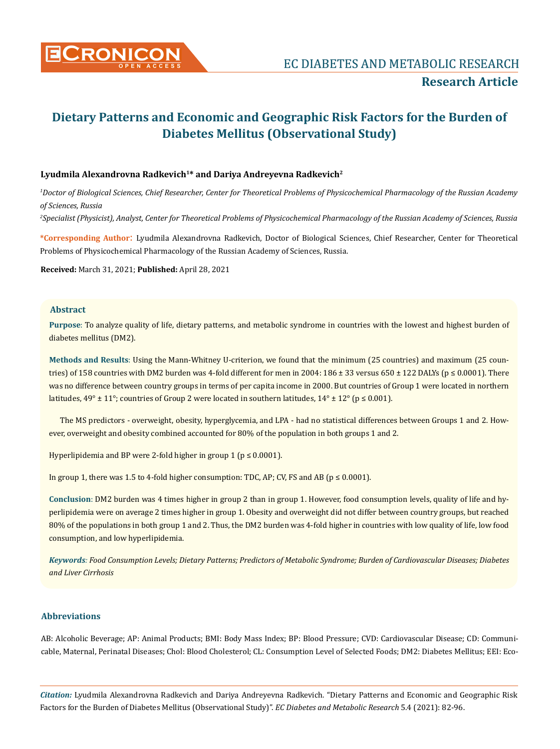# Dietary Patterns and Economic and Geographic Risk Factors for the Burden of Diabetes Mellitus (Observational Study)

**Lyudmila Alexandrovna Radkevich[1]* and Dariya Andreyevna Radkevich[2]**

[1]*Doctor of Biological Sciences, Chief Researcher, Center for Theoretical Problems of Physicochemical Pharmacology of the Russian Academy of Sciences, Russia*

[2]*Specialist (Physicist), Analyst, Center for Theoretical Problems of Physicochemical Pharmacology of the Russian Academy of Sciences, Russia*

**\*Corresponding Author**: Lyudmila Alexandrovna Radkevich, Doctor of Biological Sciences, Chief Researcher, Center for Theoretical Problems of Physicochemical Pharmacology of the Russian Academy of Sciences, Russia.

**Received:** March 31, 2021; **Published:** April 28, 2021

## Abstract

**Purpose**: To analyze quality of life, dietary patterns, and metabolic syndrome in countries with the lowest and highest burden of diabetes mellitus (DM2).

**Methods and Results**: Using the Mann-Whitney U-criterion, we found that the minimum (25 countries) and maximum (25 countries) of 158 countries with DM2 burden was 4-fold different for men in 2004: 186 ± 33 versus 650 ± 122 DALYs ($p \leq 0.0001$). There was no difference between country groups in terms of per capita income in 2000. But countries of Group 1 were located in northern latitudes, 49° ± 11°; countries of Group 2 were located in southern latitudes, 14° ± 12° ($p \leq 0.001$).

The MS predictors - overweight, obesity, hyperglycemia, and LPA - had no statistical differences between Groups 1 and 2. However, overweight and obesity combined accounted for 80% of the population in both groups 1 and 2.

Hyperlipidemia and BP were 2-fold higher in group 1 ($p \leq 0.0001$).

In group 1, there was 1.5 to 4-fold higher consumption: TDC, AP; CV, FS and AB ($p \leq 0.0001$).

**Conclusion**: DM2 burden was 4 times higher in group 2 than in group 1. However, food consumption levels, quality of life and hyperlipidemia were on average 2 times higher in group 1. Obesity and overweight did not differ between country groups, but reached 80% of the populations in both group 1 and 2. Thus, the DM2 burden was 4-fold higher in countries with low quality of life, low food consumption, and low hyperlipidemia.

***Keywords**: Food Consumption Levels; Dietary Patterns; Predictors of Metabolic Syndrome; Burden of Cardiovascular Diseases; Diabetes and Liver Cirrhosis*

## Abbreviations

AB: Alcoholic Beverage; AP: Animal Products; BMI: Body Mass Index; BP: Blood Pressure; CVD: Cardiovascular Disease; CD: Communicable, Maternal, Perinatal Diseases; Chol: Blood Cholesterol; CL: Consumption Level of Selected Foods; DM2: Diabetes Mellitus; EEI: Eco-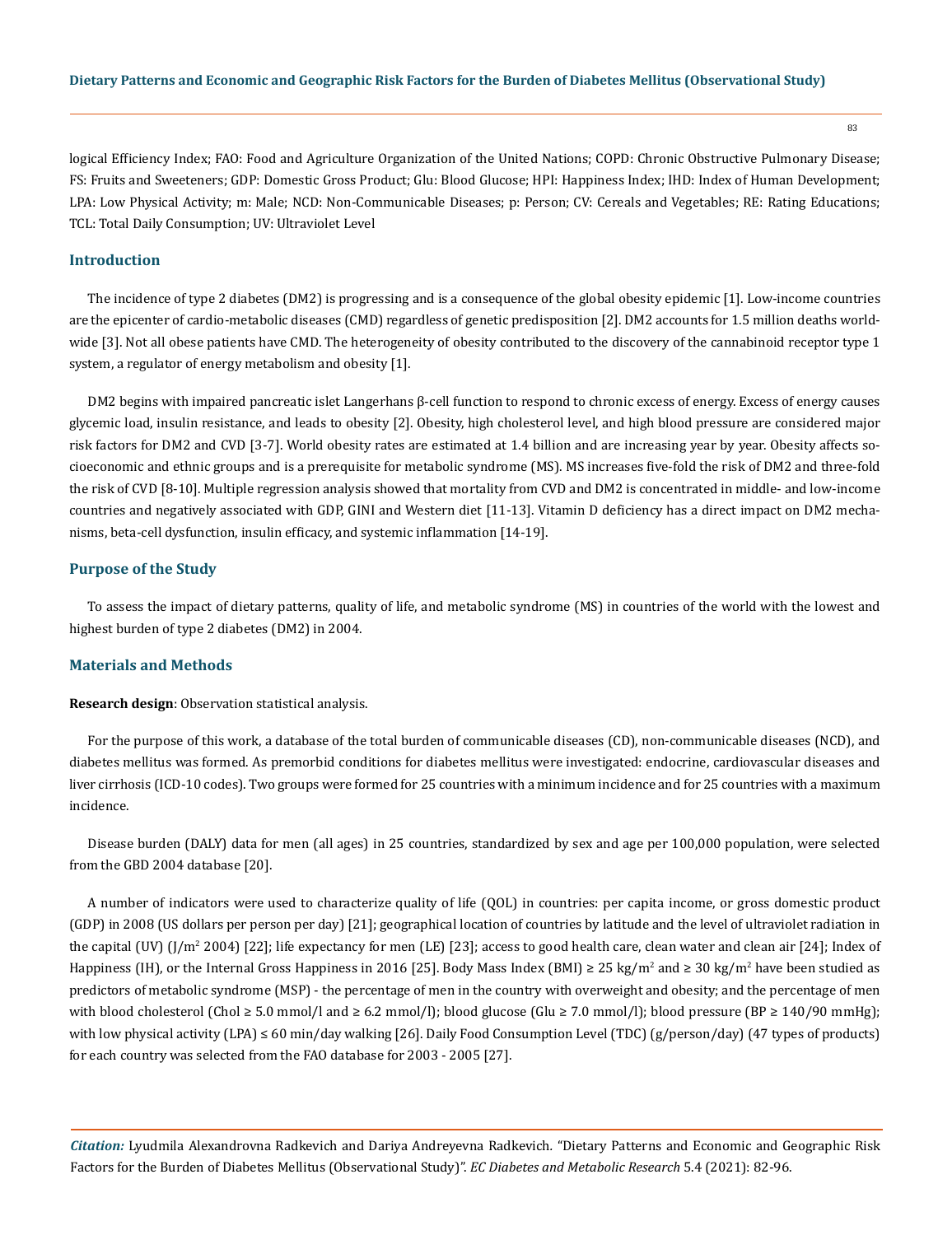logical Efficiency Index; FAO: Food and Agriculture Organization of the United Nations; COPD: Chronic Obstructive Pulmonary Disease; FS: Fruits and Sweeteners; GDP: Domestic Gross Product; Glu: Blood Glucose; HPI: Happiness Index; IHD: Index of Human Development; LPA: Low Physical Activity; m: Male; NCD: Non-Communicable Diseases; p: Person; CV: Cereals and Vegetables; RE: Rating Educations; TCL: Total Daily Consumption; UV: Ultraviolet Level

## Introduction

The incidence of type 2 diabetes (DM2) is progressing and is a consequence of the global obesity epidemic [1]. Low-income countries are the epicenter of cardio-metabolic diseases (CMD) regardless of genetic predisposition [2]. DM2 accounts for 1.5 million deaths worldwide [3]. Not all obese patients have CMD. The heterogeneity of obesity contributed to the discovery of the cannabinoid receptor type 1 system, a regulator of energy metabolism and obesity [1].

DM2 begins with impaired pancreatic islet Langerhans β-cell function to respond to chronic excess of energy. Excess of energy causes glycemic load, insulin resistance, and leads to obesity [2]. Obesity, high cholesterol level, and high blood pressure are considered major risk factors for DM2 and CVD [3-7]. World obesity rates are estimated at 1.4 billion and are increasing year by year. Obesity affects socioeconomic and ethnic groups and is a prerequisite for metabolic syndrome (MS). MS increases five-fold the risk of DM2 and three-fold the risk of CVD [8-10]. Multiple regression analysis showed that mortality from CVD and DM2 is concentrated in middle- and low-income countries and negatively associated with GDP, GINI and Western diet [11-13]. Vitamin D deficiency has a direct impact on DM2 mechanisms, beta-cell dysfunction, insulin efficacy, and systemic inflammation [14-19].

## Purpose of the Study

To assess the impact of dietary patterns, quality of life, and metabolic syndrome (MS) in countries of the world with the lowest and highest burden of type 2 diabetes (DM2) in 2004.

## Materials and Methods

**Research design**: Observation statistical analysis.

For the purpose of this work, a database of the total burden of communicable diseases (CD), non-communicable diseases (NCD), and diabetes mellitus was formed. As premorbid conditions for diabetes mellitus were investigated: endocrine, cardiovascular diseases and liver cirrhosis (ICD-10 codes). Two groups were formed for 25 countries with a minimum incidence and for 25 countries with a maximum incidence.

Disease burden (DALY) data for men (all ages) in 25 countries, standardized by sex and age per 100,000 population, were selected from the GBD 2004 database [20].

A number of indicators were used to characterize quality of life (QOL) in countries: per capita income, or gross domestic product (GDP) in 2008 (US dollars per person per day) [21]; geographical location of countries by latitude and the level of ultraviolet radiation in the capital (UV) ($J/m^2$ 2004) [22]; life expectancy for men (LE) [23]; access to good health care, clean water and clean air [24]; Index of Happiness (IH), or the Internal Gross Happiness in 2016 [25]. Body Mass Index (BMI) ≥ 25 $kg/m^2$ and ≥ 30 $kg/m^2$ have been studied as predictors of metabolic syndrome (MSP) - the percentage of men in the country with overweight and obesity; and the percentage of men with blood cholesterol (Chol ≥ 5.0 mmol/l and ≥ 6.2 mmol/l); blood glucose (Glu ≥ 7.0 mmol/l); blood pressure (BP ≥ 140/90 mmHg); with low physical activity (LPA) ≤ 60 min/day walking [26]. Daily Food Consumption Level (TDC) (g/person/day) (47 types of products) for each country was selected from the FAO database for 2003 - 2005 [27].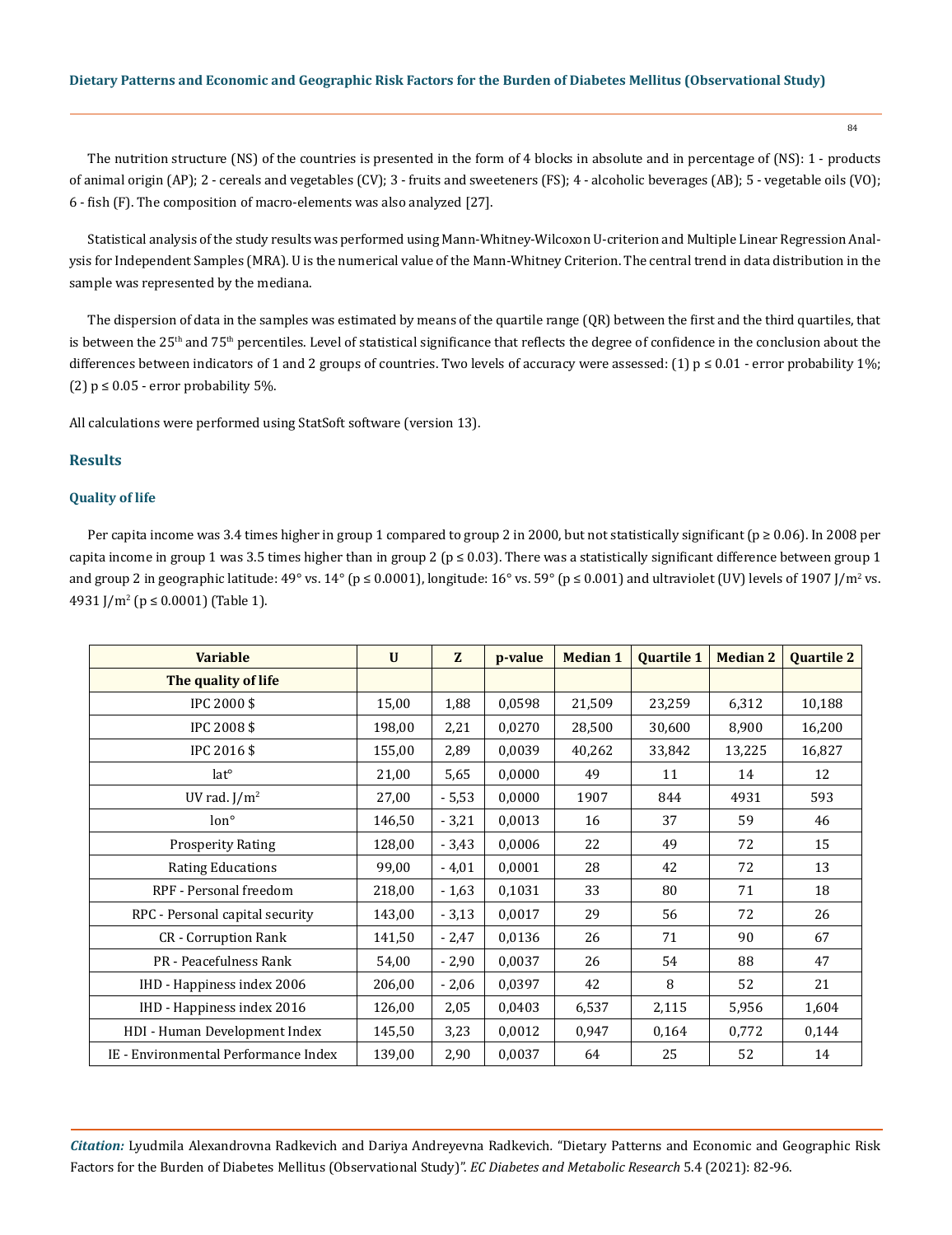The nutrition structure (NS) of the countries is presented in the form of 4 blocks in absolute and in percentage of (NS): 1 - products of animal origin (AP); 2 - cereals and vegetables (CV); 3 - fruits and sweeteners (FS); 4 - alcoholic beverages (AB); 5 - vegetable oils (VO); 6 - fish (F). The composition of macro-elements was also analyzed [27].

Statistical analysis of the study results was performed using Mann-Whitney-Wilcoxon U-criterion and Multiple Linear Regression Analysis for Independent Samples (MRA). U is the numerical value of the Mann-Whitney Criterion. The central trend in data distribution in the sample was represented by the mediana.

The dispersion of data in the samples was estimated by means of the quartile range (QR) between the first and the third quartiles, that is between the 25th and 75th percentiles. Level of statistical significance that reflects the degree of confidence in the conclusion about the differences between indicators of 1 and 2 groups of countries. Two levels of accuracy were assessed: (1) $p \leq 0.01$ - error probability 1%; (2) $p \leq 0.05$ - error probability 5%.

All calculations were performed using StatSoft software (version 13).

## Results

### Quality of life

Per capita income was 3.4 times higher in group 1 compared to group 2 in 2000, but not statistically significant ($p \geq 0.06$). In 2008 per capita income in group 1 was 3.5 times higher than in group 2 ($p \leq 0.03$). There was a statistically significant difference between group 1 and group 2 in geographic latitude: 49° vs. 14° ($p \leq 0.0001$), longitude: 16° vs. 59° ($p \leq 0.001$) and ultraviolet (UV) levels of 1907 J/m² vs. 4931 J/m² ($p \leq 0.0001$) (Table 1).

| Variable | U | Z | p-value | Median 1 | Quartile 1 | Median 2 | Quartile 2 |
|---|---|---|---|---|---|---|---|
| **The quality of life** | | | | | | | |
| IPC 2000 $ | 15,00 | 1,88 | 0,0598 | 21,509 | 23,259 | 6,312 | 10,188 |
| IPC 2008 $ | 198,00 | 2,21 | 0,0270 | 28,500 | 30,600 | 8,900 | 16,200 |
| IPC 2016 $ | 155,00 | 2,89 | 0,0039 | 40,262 | 33,842 | 13,225 | 16,827 |
| lat° | 21,00 | 5,65 | 0,0000 | 49 | 11 | 14 | 12 |
| UV rad. J/m² | 27,00 | - 5,53 | 0,0000 | 1907 | 844 | 4931 | 593 |
| lon° | 146,50 | - 3,21 | 0,0013 | 16 | 37 | 59 | 46 |
| Prosperity Rating | 128,00 | - 3,43 | 0,0006 | 22 | 49 | 72 | 15 |
| Rating Educations | 99,00 | - 4,01 | 0,0001 | 28 | 42 | 72 | 13 |
| RPF - Personal freedom | 218,00 | - 1,63 | 0,1031 | 33 | 80 | 71 | 18 |
| RPC - Personal capital security | 143,00 | - 3,13 | 0,0017 | 29 | 56 | 72 | 26 |
| CR - Corruption Rank | 141,50 | - 2,47 | 0,0136 | 26 | 71 | 90 | 67 |
| PR - Peacefulness Rank | 54,00 | - 2,90 | 0,0037 | 26 | 54 | 88 | 47 |
| IHD - Happiness index 2006 | 206,00 | - 2,06 | 0,0397 | 42 | 8 | 52 | 21 |
| IHD - Happiness index 2016 | 126,00 | 2,05 | 0,0403 | 6,537 | 2,115 | 5,956 | 1,604 |
| HDI - Human Development Index | 145,50 | 3,23 | 0,0012 | 0,947 | 0,164 | 0,772 | 0,144 |
| IE - Environmental Performance Index | 139,00 | 2,90 | 0,0037 | 64 | 25 | 52 | 14 |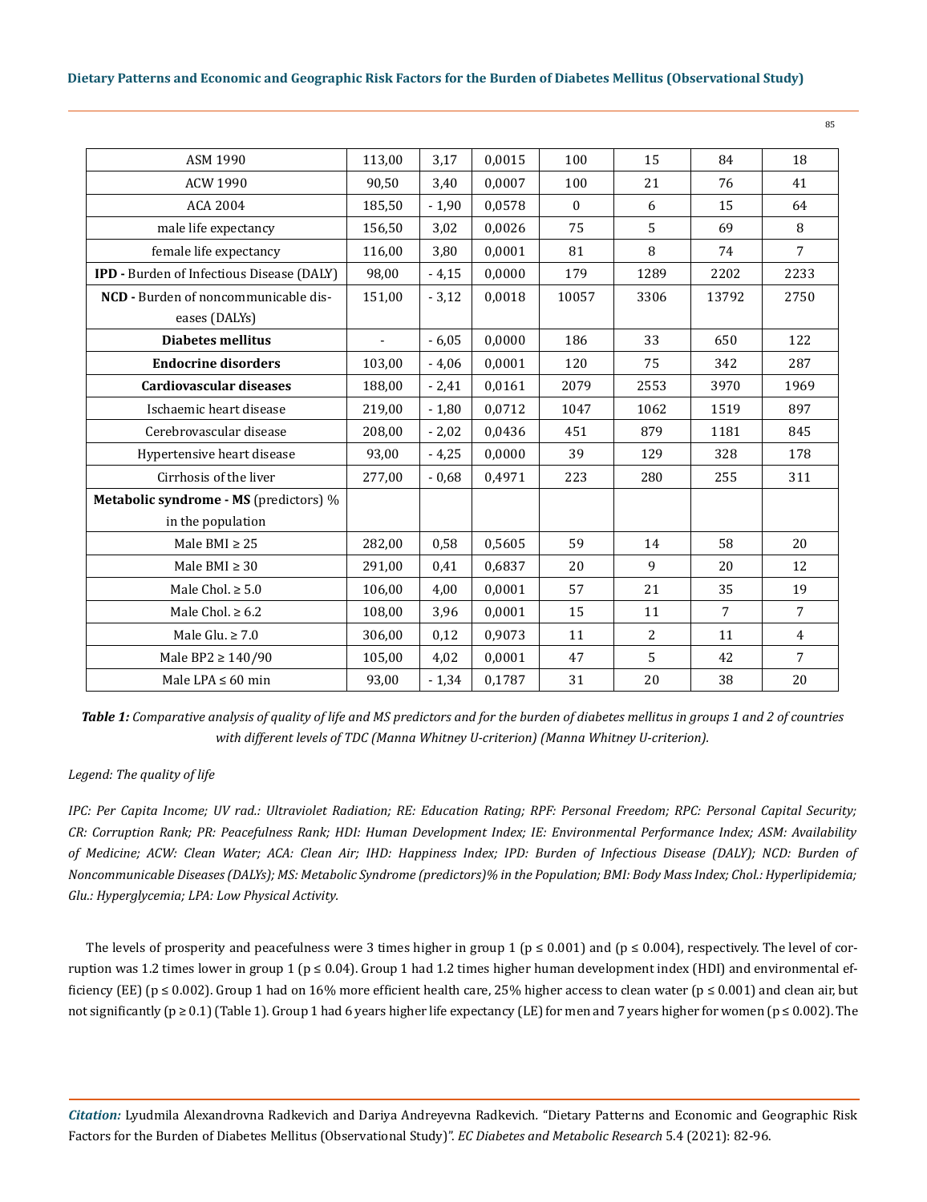| ASM 1990 | 113,00 | 3,17 | 0,0015 | 100 | 15 | 84 | 18 |
|---|---|---|---|---|---|---|---|
| ACW 1990 | 90,50 | 3,40 | 0,0007 | 100 | 21 | 76 | 41 |
| ACA 2004 | 185,50 | - 1,90 | 0,0578 | 0 | 6 | 15 | 64 |
| male life expectancy | 156,50 | 3,02 | 0,0026 | 75 | 5 | 69 | 8 |
| female life expectancy | 116,00 | 3,80 | 0,0001 | 81 | 8 | 74 | 7 |
| **IPD -** Burden of Infectious Disease (DALY) | 98,00 | - 4,15 | 0,0000 | 179 | 1289 | 2202 | 2233 |
| **NCD -** Burden of noncommunicable diseases (DALYs) | 151,00 | - 3,12 | 0,0018 | 10057 | 3306 | 13792 | 2750 |
| **Diabetes mellitus** | - | - 6,05 | 0,0000 | 186 | 33 | 650 | 122 |
| **Endocrine disorders** | 103,00 | - 4,06 | 0,0001 | 120 | 75 | 342 | 287 |
| **Cardiovascular diseases** | 188,00 | - 2,41 | 0,0161 | 2079 | 2553 | 3970 | 1969 |
| Ischaemic heart disease | 219,00 | - 1,80 | 0,0712 | 1047 | 1062 | 1519 | 897 |
| Cerebrovascular disease | 208,00 | - 2,02 | 0,0436 | 451 | 879 | 1181 | 845 |
| Hypertensive heart disease | 93,00 | - 4,25 | 0,0000 | 39 | 129 | 328 | 178 |
| Cirrhosis of the liver | 277,00 | - 0,68 | 0,4971 | 223 | 280 | 255 | 311 |
| **Metabolic syndrome - MS** (predictors) % in the population | | | | | | | |
| Male BMI ≥ 25 | 282,00 | 0,58 | 0,5605 | 59 | 14 | 58 | 20 |
| Male BMI ≥ 30 | 291,00 | 0,41 | 0,6837 | 20 | 9 | 20 | 12 |
| Male Chol. ≥ 5.0 | 106,00 | 4,00 | 0,0001 | 57 | 21 | 35 | 19 |
| Male Chol. ≥ 6.2 | 108,00 | 3,96 | 0,0001 | 15 | 11 | 7 | 7 |
| Male Glu. ≥ 7.0 | 306,00 | 0,12 | 0,9073 | 11 | 2 | 11 | 4 |
| Male BP2 ≥ 140/90 | 105,00 | 4,02 | 0,0001 | 47 | 5 | 42 | 7 |
| Male LPA ≤ 60 min | 93,00 | - 1,34 | 0,1787 | 31 | 20 | 38 | 20 |

***Table 1:*** *Comparative analysis of quality of life and MS predictors and for the burden of diabetes mellitus in groups 1 and 2 of countries with different levels of TDC (Manna Whitney U-criterion) (Manna Whitney U-criterion).*

*Legend: The quality of life*

*IPC: Per Capita Income; UV rad.: Ultraviolet Radiation; RE: Education Rating; RPF: Personal Freedom; RPC: Personal Capital Security; CR: Corruption Rank; PR: Peacefulness Rank; HDI: Human Development Index; IE: Environmental Performance Index; ASM: Availability of Medicine; ACW: Clean Water; ACA: Clean Air; IHD: Happiness Index; IPD: Burden of Infectious Disease (DALY); NCD: Burden of Noncommunicable Diseases (DALYs); MS: Metabolic Syndrome (predictors)% in the Population; BMI: Body Mass Index; Chol.: Hyperlipidemia; Glu.: Hyperglycemia; LPA: Low Physical Activity.*

The levels of prosperity and peacefulness were 3 times higher in group 1 ($p \leq 0.001$) and ($p \leq 0.004$), respectively. The level of corruption was 1.2 times lower in group 1 ($p \leq 0.04$). Group 1 had 1.2 times higher human development index (HDI) and environmental efficiency (EE) ($p \leq 0.002$). Group 1 had on 16% more efficient health care, 25% higher access to clean water ($p \leq 0.001$) and clean air, but not significantly ($p \geq 0.1$) (Table 1). Group 1 had 6 years higher life expectancy (LE) for men and 7 years higher for women ($p \leq 0.002$). The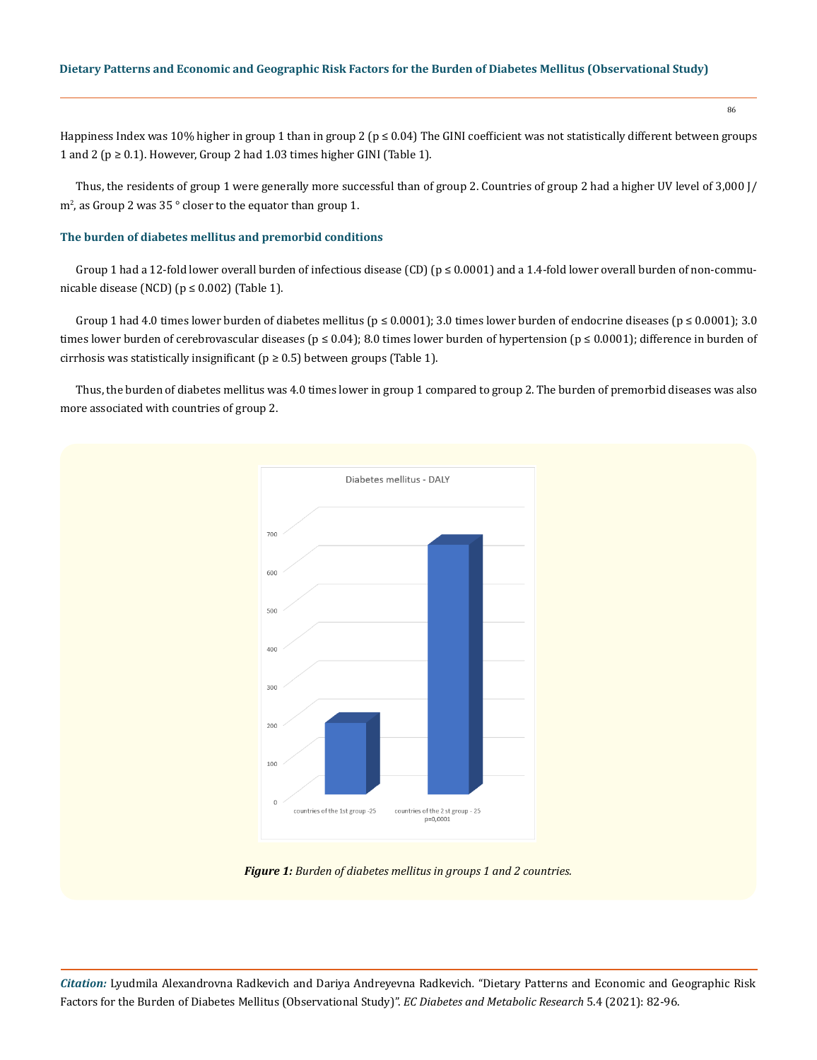Happiness Index was 10% higher in group 1 than in group 2 ($p \leq 0.04$) The GINI coefficient was not statistically different between groups 1 and 2 ($p \geq 0.1$). However, Group 2 had 1.03 times higher GINI (Table 1).

Thus, the residents of group 1 were generally more successful than of group 2. Countries of group 2 had a higher UV level of 3,000 J/m$^2$, as Group 2 was 35 ° closer to the equator than group 1.

### The burden of diabetes mellitus and premorbid conditions

Group 1 had a 12-fold lower overall burden of infectious disease (CD) ($p \leq 0.0001$) and a 1.4-fold lower overall burden of non-communicable disease (NCD) ($p \leq 0.002$) (Table 1).

Group 1 had 4.0 times lower burden of diabetes mellitus ($p \leq 0.0001$); 3.0 times lower burden of endocrine diseases ($p \leq 0.0001$); 3.0 times lower burden of cerebrovascular diseases ($p \leq 0.04$); 8.0 times lower burden of hypertension ($p \leq 0.0001$); difference in burden of cirrhosis was statistically insignificant ($p \geq 0.5$) between groups (Table 1).

Thus, the burden of diabetes mellitus was 4.0 times lower in group 1 compared to group 2. The burden of premorbid diseases was also more associated with countries of group 2.

*Figure 1: Burden of diabetes mellitus in groups 1 and 2 countries.*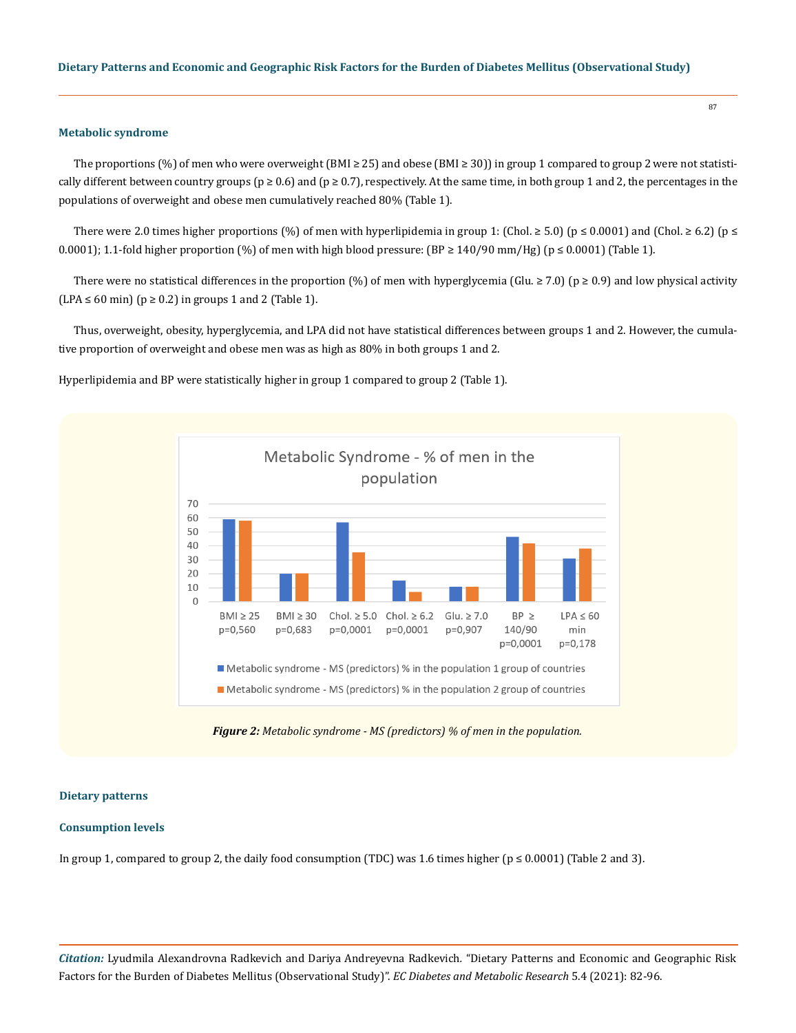### Metabolic syndrome

The proportions (%) of men who were overweight (BMI ≥ 25) and obese (BMI ≥ 30)) in group 1 compared to group 2 were not statistically different between country groups (p ≥ 0.6) and (p ≥ 0.7), respectively. At the same time, in both group 1 and 2, the percentages in the populations of overweight and obese men cumulatively reached 80% (Table 1).

There were 2.0 times higher proportions (%) of men with hyperlipidemia in group 1: (Chol. ≥ 5.0) (p ≤ 0.0001) and (Chol. ≥ 6.2) (p ≤ 0.0001); 1.1-fold higher proportion (%) of men with high blood pressure: (BP ≥ 140/90 mm/Hg) (p ≤ 0.0001) (Table 1).

There were no statistical differences in the proportion (%) of men with hyperglycemia (Glu. ≥ 7.0) (p ≥ 0.9) and low physical activity (LPA ≤ 60 min) (p ≥ 0.2) in groups 1 and 2 (Table 1).

Thus, overweight, obesity, hyperglycemia, and LPA did not have statistical differences between groups 1 and 2. However, the cumulative proportion of overweight and obese men was as high as 80% in both groups 1 and 2.

Hyperlipidemia and BP were statistically higher in group 1 compared to group 2 (Table 1).

*Figure 2: Metabolic syndrome - MS (predictors) % of men in the population.*

### Dietary patterns

### Consumption levels

In group 1, compared to group 2, the daily food consumption (TDC) was 1.6 times higher (p ≤ 0.0001) (Table 2 and 3).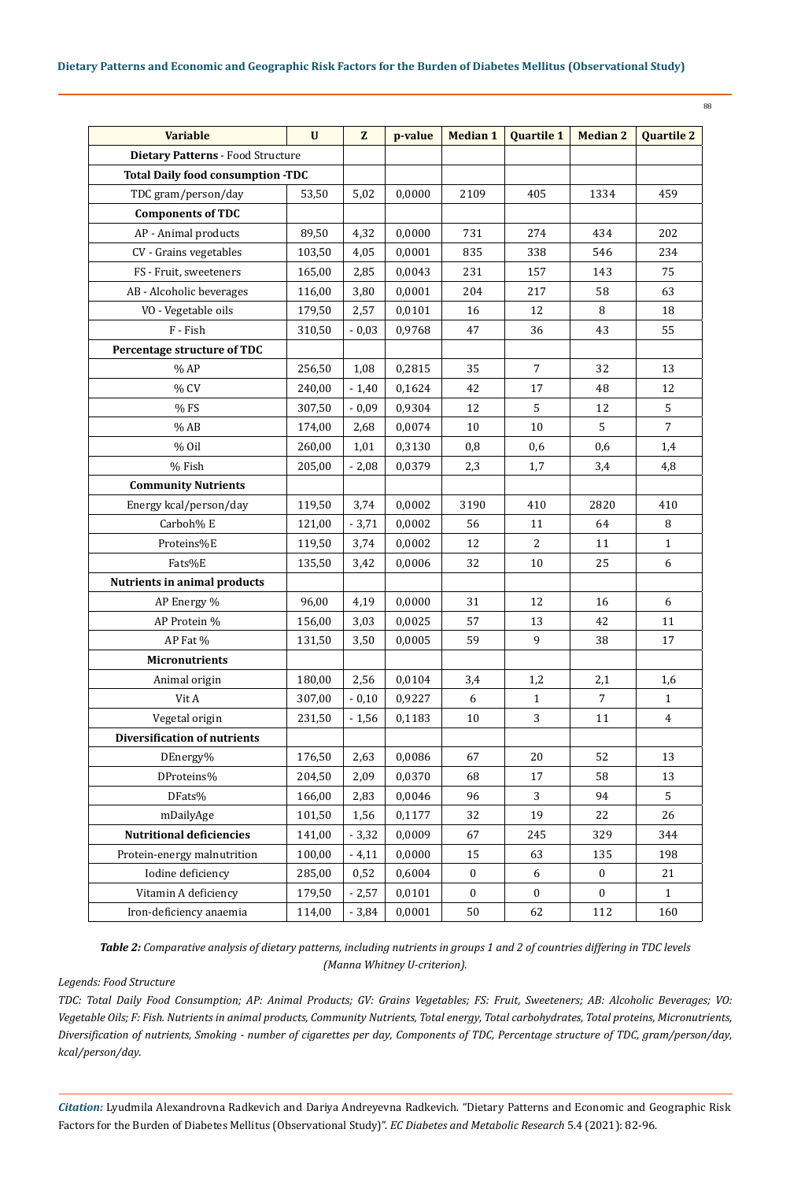| Variable | U | Z | p-value | Median 1 | Quartile 1 | Median 2 | Quartile 2 |
|---|---|---|---|---|---|---|---|
| **Dietary Patterns** - Food Structure | | | | | | | |
| **Total Daily food consumption -TDC** | | | | | | | |
| TDC gram/person/day | 53,50 | 5,02 | 0,0000 | 2109 | 405 | 1334 | 459 |
| **Components of TDC** | | | | | | | |
| AP - Animal products | 89,50 | 4,32 | 0,0000 | 731 | 274 | 434 | 202 |
| CV - Grains vegetables | 103,50 | 4,05 | 0,0001 | 835 | 338 | 546 | 234 |
| FS - Fruit, sweeteners | 165,00 | 2,85 | 0,0043 | 231 | 157 | 143 | 75 |
| AB - Alcoholic beverages | 116,00 | 3,80 | 0,0001 | 204 | 217 | 58 | 63 |
| VO - Vegetable oils | 179,50 | 2,57 | 0,0101 | 16 | 12 | 8 | 18 |
| F - Fish | 310,50 | - 0,03 | 0,9768 | 47 | 36 | 43 | 55 |
| **Percentage structure of TDC** | | | | | | | |
| % AP | 256,50 | 1,08 | 0,2815 | 35 | 7 | 32 | 13 |
| % CV | 240,00 | - 1,40 | 0,1624 | 42 | 17 | 48 | 12 |
| % FS | 307,50 | - 0,09 | 0,9304 | 12 | 5 | 12 | 5 |
| % AB | 174,00 | 2,68 | 0,0074 | 10 | 10 | 5 | 7 |
| % Oil | 260,00 | 1,01 | 0,3130 | 0,8 | 0,6 | 0,6 | 1,4 |
| % Fish | 205,00 | - 2,08 | 0,0379 | 2,3 | 1,7 | 3,4 | 4,8 |
| **Community Nutrients** | | | | | | | |
| Energy kcal/person/day | 119,50 | 3,74 | 0,0002 | 3190 | 410 | 2820 | 410 |
| Carboh% E | 121,00 | - 3,71 | 0,0002 | 56 | 11 | 64 | 8 |
| Proteins%E | 119,50 | 3,74 | 0,0002 | 12 | 2 | 11 | 1 |
| Fats%E | 135,50 | 3,42 | 0,0006 | 32 | 10 | 25 | 6 |
| **Nutrients in animal products** | | | | | | | |
| AP Energy % | 96,00 | 4,19 | 0,0000 | 31 | 12 | 16 | 6 |
| AP Protein % | 156,00 | 3,03 | 0,0025 | 57 | 13 | 42 | 11 |
| AP Fat % | 131,50 | 3,50 | 0,0005 | 59 | 9 | 38 | 17 |
| **Micronutrients** | | | | | | | |
| Animal origin | 180,00 | 2,56 | 0,0104 | 3,4 | 1,2 | 2,1 | 1,6 |
| Vit A | 307,00 | - 0,10 | 0,9227 | 6 | 1 | 7 | 1 |
| Vegetal origin | 231,50 | - 1,56 | 0,1183 | 10 | 3 | 11 | 4 |
| **Diversification of nutrients** | | | | | | | |
| DEnergy% | 176,50 | 2,63 | 0,0086 | 67 | 20 | 52 | 13 |
| DProteins% | 204,50 | 2,09 | 0,0370 | 68 | 17 | 58 | 13 |
| DFats% | 166,00 | 2,83 | 0,0046 | 96 | 3 | 94 | 5 |
| mDailyAge | 101,50 | 1,56 | 0,1177 | 32 | 19 | 22 | 26 |
| **Nutritional deficiencies** | 141,00 | - 3,32 | 0,0009 | 67 | 245 | 329 | 344 |
| Protein-energy malnutrition | 100,00 | - 4,11 | 0,0000 | 15 | 63 | 135 | 198 |
| Iodine deficiency | 285,00 | 0,52 | 0,6004 | 0 | 6 | 0 | 21 |
| Vitamin A deficiency | 179,50 | - 2,57 | 0,0101 | 0 | 0 | 0 | 1 |
| Iron-deficiency anaemia | 114,00 | - 3,84 | 0,0001 | 50 | 62 | 112 | 160 |

***Table 2:*** *Comparative analysis of dietary patterns, including nutrients in groups 1 and 2 of countries differing in TDC levels (Manna Whitney U-criterion).*

*Legends: Food Structure*

*TDC: Total Daily Food Consumption; AP: Animal Products; GV: Grains Vegetables; FS: Fruit, Sweeteners; AB: Alcoholic Beverages; VO: Vegetable Oils; F: Fish. Nutrients in animal products, Community Nutrients, Total energy, Total carbohydrates, Total proteins, Micronutrients, Diversification of nutrients, Smoking - number of cigarettes per day, Components of TDC, Percentage structure of TDC, gram/person/day, kcal/person/day.*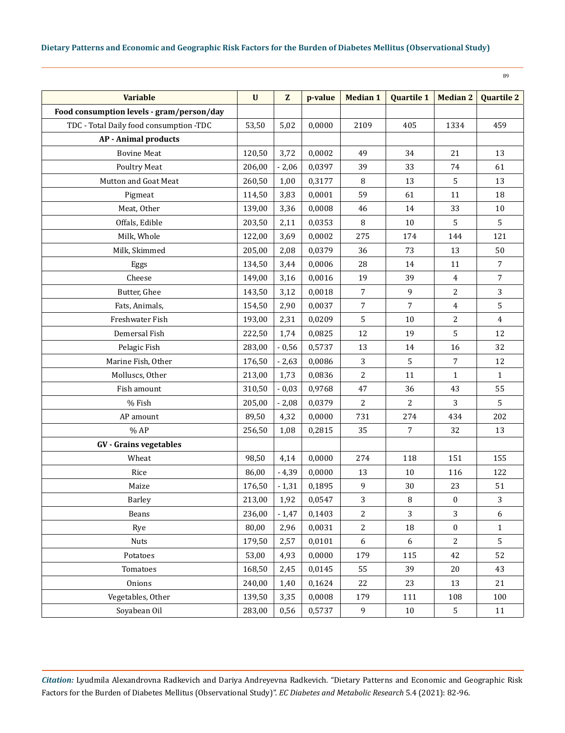| Variable | U | Z | p-value | Median 1 | Quartile 1 | Median 2 | Quartile 2 |
|---|---|---|---|---|---|---|---|
| **Food consumption levels - gram/person/day** | | | | | | | |
| TDC - Total Daily food consumption -TDC | 53,50 | 5,02 | 0,0000 | 2109 | 405 | 1334 | 459 |
| **AP - Animal products** | | | | | | | |
| Bovine Meat | 120,50 | 3,72 | 0,0002 | 49 | 34 | 21 | 13 |
| Poultry Meat | 206,00 | - 2,06 | 0,0397 | 39 | 33 | 74 | 61 |
| Mutton and Goat Meat | 260,50 | 1,00 | 0,3177 | 8 | 13 | 5 | 13 |
| Pigmeat | 114,50 | 3,83 | 0,0001 | 59 | 61 | 11 | 18 |
| Meat, Other | 139,00 | 3,36 | 0,0008 | 46 | 14 | 33 | 10 |
| Offals, Edible | 203,50 | 2,11 | 0,0353 | 8 | 10 | 5 | 5 |
| Milk, Whole | 122,00 | 3,69 | 0,0002 | 275 | 174 | 144 | 121 |
| Milk, Skimmed | 205,00 | 2,08 | 0,0379 | 36 | 73 | 13 | 50 |
| Eggs | 134,50 | 3,44 | 0,0006 | 28 | 14 | 11 | 7 |
| Cheese | 149,00 | 3,16 | 0,0016 | 19 | 39 | 4 | 7 |
| Butter, Ghee | 143,50 | 3,12 | 0,0018 | 7 | 9 | 2 | 3 |
| Fats, Animals, | 154,50 | 2,90 | 0,0037 | 7 | 7 | 4 | 5 |
| Freshwater Fish | 193,00 | 2,31 | 0,0209 | 5 | 10 | 2 | 4 |
| Demersal Fish | 222,50 | 1,74 | 0,0825 | 12 | 19 | 5 | 12 |
| Pelagic Fish | 283,00 | - 0,56 | 0,5737 | 13 | 14 | 16 | 32 |
| Marine Fish, Other | 176,50 | - 2,63 | 0,0086 | 3 | 5 | 7 | 12 |
| Molluscs, Other | 213,00 | 1,73 | 0,0836 | 2 | 11 | 1 | 1 |
| Fish amount | 310,50 | - 0,03 | 0,9768 | 47 | 36 | 43 | 55 |
| % Fish | 205,00 | - 2,08 | 0,0379 | 2 | 2 | 3 | 5 |
| AP amount | 89,50 | 4,32 | 0,0000 | 731 | 274 | 434 | 202 |
| % AP | 256,50 | 1,08 | 0,2815 | 35 | 7 | 32 | 13 |
| **GV - Grains vegetables** | | | | | | | |
| Wheat | 98,50 | 4,14 | 0,0000 | 274 | 118 | 151 | 155 |
| Rice | 86,00 | - 4,39 | 0,0000 | 13 | 10 | 116 | 122 |
| Maize | 176,50 | - 1,31 | 0,1895 | 9 | 30 | 23 | 51 |
| Barley | 213,00 | 1,92 | 0,0547 | 3 | 8 | 0 | 3 |
| Beans | 236,00 | - 1,47 | 0,1403 | 2 | 3 | 3 | 6 |
| Rye | 80,00 | 2,96 | 0,0031 | 2 | 18 | 0 | 1 |
| Nuts | 179,50 | 2,57 | 0,0101 | 6 | 6 | 2 | 5 |
| Potatoes | 53,00 | 4,93 | 0,0000 | 179 | 115 | 42 | 52 |
| Tomatoes | 168,50 | 2,45 | 0,0145 | 55 | 39 | 20 | 43 |
| Onions | 240,00 | 1,40 | 0,1624 | 22 | 23 | 13 | 21 |
| Vegetables, Other | 139,50 | 3,35 | 0,0008 | 179 | 111 | 108 | 100 |
| Soyabean Oil | 283,00 | 0,56 | 0,5737 | 9 | 10 | 5 | 11 |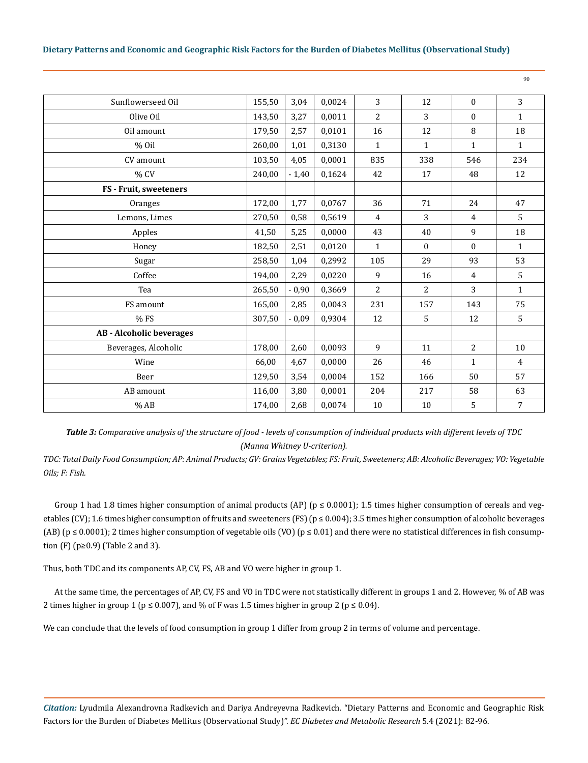| Sunflowerseed Oil | 155,50 | 3,04 | 0,0024 | 3 | 12 | 0 | 3 |
|---|---|---|---|---|---|---|---|
| Olive Oil | 143,50 | 3,27 | 0,0011 | 2 | 3 | 0 | 1 |
| Oil amount | 179,50 | 2,57 | 0,0101 | 16 | 12 | 8 | 18 |
| % Oil | 260,00 | 1,01 | 0,3130 | 1 | 1 | 1 | 1 |
| CV amount | 103,50 | 4,05 | 0,0001 | 835 | 338 | 546 | 234 |
| % CV | 240,00 | - 1,40 | 0,1624 | 42 | 17 | 48 | 12 |
| **FS - Fruit, sweeteners** | | | | | | | |
| Oranges | 172,00 | 1,77 | 0,0767 | 36 | 71 | 24 | 47 |
| Lemons, Limes | 270,50 | 0,58 | 0,5619 | 4 | 3 | 4 | 5 |
| Apples | 41,50 | 5,25 | 0,0000 | 43 | 40 | 9 | 18 |
| Honey | 182,50 | 2,51 | 0,0120 | 1 | 0 | 0 | 1 |
| Sugar | 258,50 | 1,04 | 0,2992 | 105 | 29 | 93 | 53 |
| Coffee | 194,00 | 2,29 | 0,0220 | 9 | 16 | 4 | 5 |
| Tea | 265,50 | - 0,90 | 0,3669 | 2 | 2 | 3 | 1 |
| FS amount | 165,00 | 2,85 | 0,0043 | 231 | 157 | 143 | 75 |
| % FS | 307,50 | - 0,09 | 0,9304 | 12 | 5 | 12 | 5 |
| **AB - Alcoholic beverages** | | | | | | | |
| Beverages, Alcoholic | 178,00 | 2,60 | 0,0093 | 9 | 11 | 2 | 10 |
| Wine | 66,00 | 4,67 | 0,0000 | 26 | 46 | 1 | 4 |
| Beer | 129,50 | 3,54 | 0,0004 | 152 | 166 | 50 | 57 |
| AB amount | 116,00 | 3,80 | 0,0001 | 204 | 217 | 58 | 63 |
| % AB | 174,00 | 2,68 | 0,0074 | 10 | 10 | 5 | 7 |

***Table 3:*** *Comparative analysis of the structure of food - levels of consumption of individual products with different levels of TDC (Manna Whitney U-criterion).*

*TDC: Total Daily Food Consumption; AP: Animal Products; GV: Grains Vegetables; FS: Fruit, Sweeteners; AB: Alcoholic Beverages; VO: Vegetable Oils; F: Fish.*

Group 1 had 1.8 times higher consumption of animal products (AP) ($p \leq 0.0001$); 1.5 times higher consumption of cereals and vegetables (CV); 1.6 times higher consumption of fruits and sweeteners (FS) ($p \leq 0.004$); 3.5 times higher consumption of alcoholic beverages (AB) ($p \leq 0.0001$); 2 times higher consumption of vegetable oils (VO) ($p \leq 0.01$) and there were no statistical differences in fish consumption (F) ($p \geq 0.9$) (Table 2 and 3).

Thus, both TDC and its components AP, CV, FS, AB and VO were higher in group 1.

At the same time, the percentages of AP, CV, FS and VO in TDC were not statistically different in groups 1 and 2. However, % of AB was 2 times higher in group 1 ($p \leq 0.007$), and % of F was 1.5 times higher in group 2 ($p \leq 0.04$).

We can conclude that the levels of food consumption in group 1 differ from group 2 in terms of volume and percentage.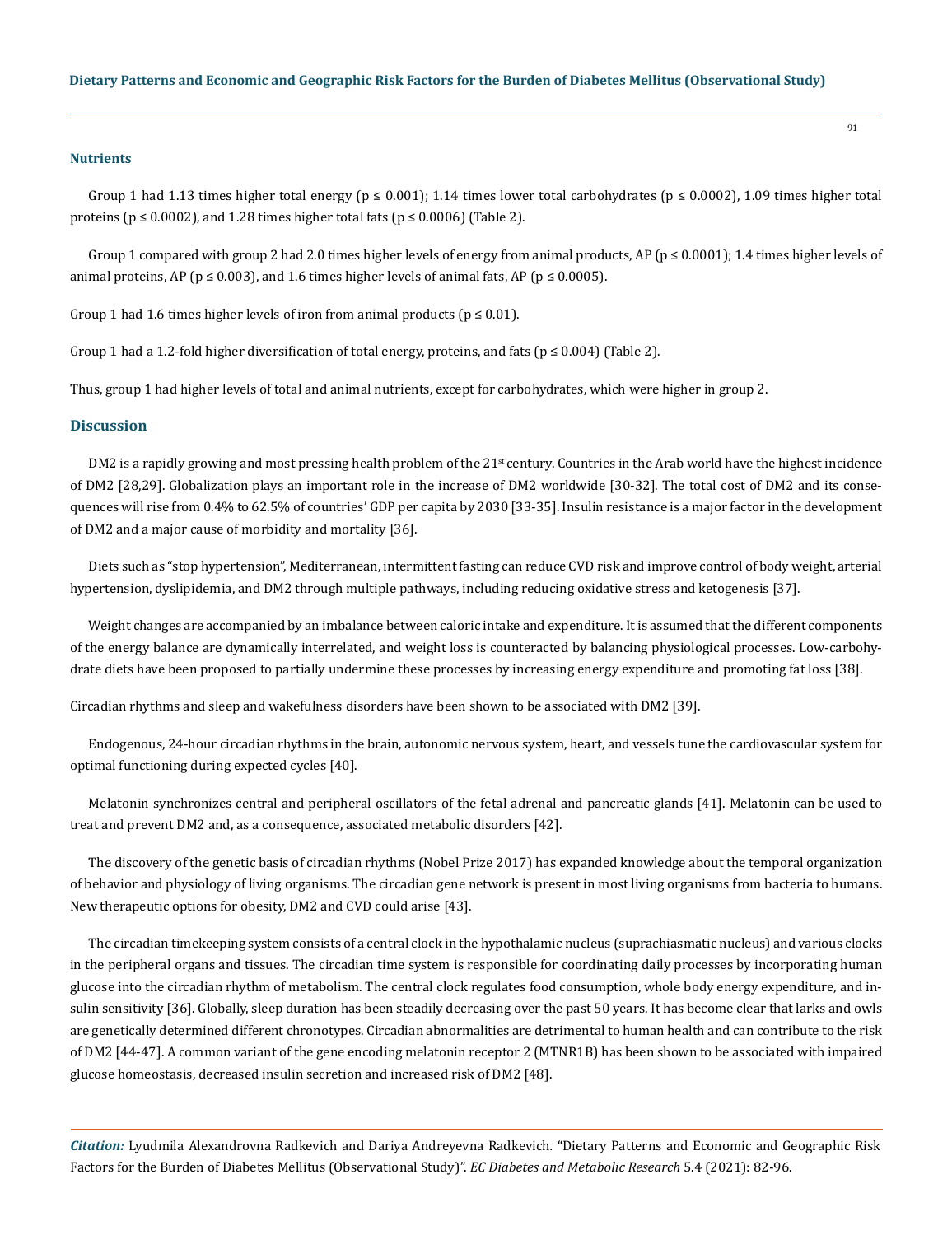### Nutrients

Group 1 had 1.13 times higher total energy ($p \leq 0.001$); 1.14 times lower total carbohydrates ($p \leq 0.0002$), 1.09 times higher total proteins ($p \leq 0.0002$), and 1.28 times higher total fats ($p \leq 0.0006$) (Table 2).

Group 1 compared with group 2 had 2.0 times higher levels of energy from animal products, AP ($p \leq 0.0001$); 1.4 times higher levels of animal proteins, AP ($p \leq 0.003$), and 1.6 times higher levels of animal fats, AP ($p \leq 0.0005$).

Group 1 had 1.6 times higher levels of iron from animal products ($p \leq 0.01$).

Group 1 had a 1.2-fold higher diversification of total energy, proteins, and fats ($p \leq 0.004$) (Table 2).

Thus, group 1 had higher levels of total and animal nutrients, except for carbohydrates, which were higher in group 2.

## Discussion

DM2 is a rapidly growing and most pressing health problem of the 21st century. Countries in the Arab world have the highest incidence of DM2 [28,29]. Globalization plays an important role in the increase of DM2 worldwide [30-32]. The total cost of DM2 and its consequences will rise from 0.4% to 62.5% of countries' GDP per capita by 2030 [33-35]. Insulin resistance is a major factor in the development of DM2 and a major cause of morbidity and mortality [36].

Diets such as "stop hypertension", Mediterranean, intermittent fasting can reduce CVD risk and improve control of body weight, arterial hypertension, dyslipidemia, and DM2 through multiple pathways, including reducing oxidative stress and ketogenesis [37].

Weight changes are accompanied by an imbalance between caloric intake and expenditure. It is assumed that the different components of the energy balance are dynamically interrelated, and weight loss is counteracted by balancing physiological processes. Low-carbohydrate diets have been proposed to partially undermine these processes by increasing energy expenditure and promoting fat loss [38].

Circadian rhythms and sleep and wakefulness disorders have been shown to be associated with DM2 [39].

Endogenous, 24-hour circadian rhythms in the brain, autonomic nervous system, heart, and vessels tune the cardiovascular system for optimal functioning during expected cycles [40].

Melatonin synchronizes central and peripheral oscillators of the fetal adrenal and pancreatic glands [41]. Melatonin can be used to treat and prevent DM2 and, as a consequence, associated metabolic disorders [42].

The discovery of the genetic basis of circadian rhythms (Nobel Prize 2017) has expanded knowledge about the temporal organization of behavior and physiology of living organisms. The circadian gene network is present in most living organisms from bacteria to humans. New therapeutic options for obesity, DM2 and CVD could arise [43].

The circadian timekeeping system consists of a central clock in the hypothalamic nucleus (suprachiasmatic nucleus) and various clocks in the peripheral organs and tissues. The circadian time system is responsible for coordinating daily processes by incorporating human glucose into the circadian rhythm of metabolism. The central clock regulates food consumption, whole body energy expenditure, and insulin sensitivity [36]. Globally, sleep duration has been steadily decreasing over the past 50 years. It has become clear that larks and owls are genetically determined different chronotypes. Circadian abnormalities are detrimental to human health and can contribute to the risk of DM2 [44-47]. A common variant of the gene encoding melatonin receptor 2 (MTNR1B) has been shown to be associated with impaired glucose homeostasis, decreased insulin secretion and increased risk of DM2 [48].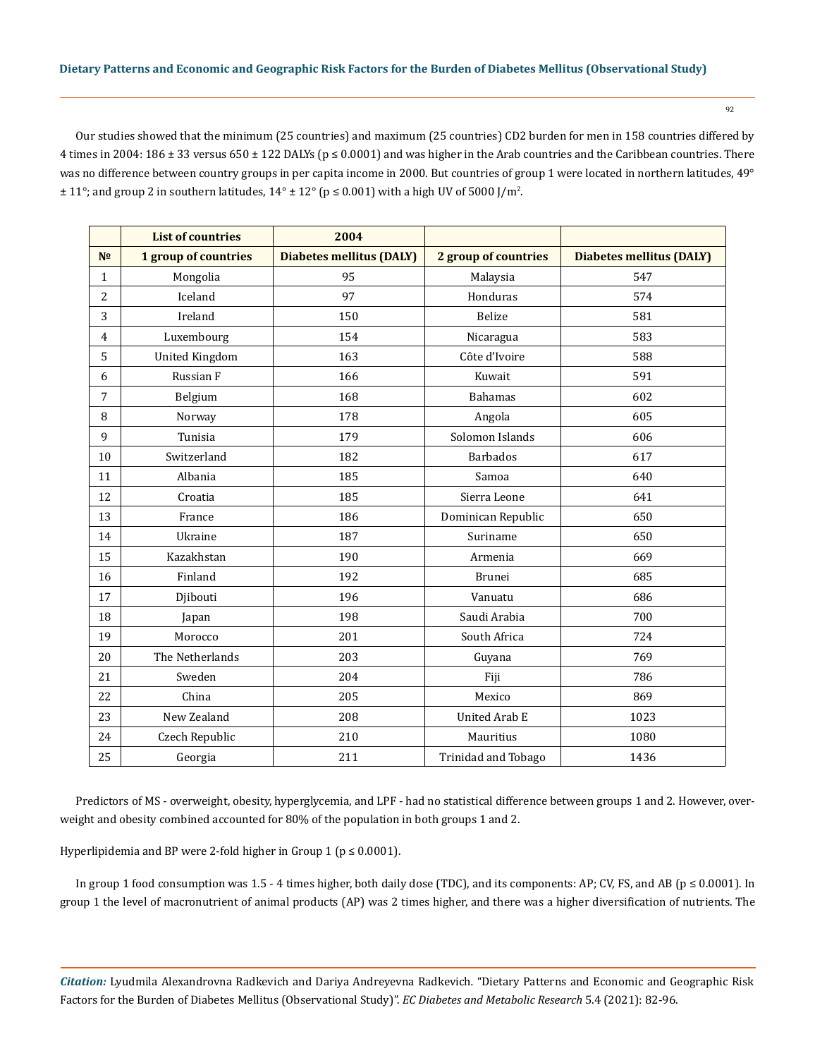Our studies showed that the minimum (25 countries) and maximum (25 countries) CD2 burden for men in 158 countries differed by 4 times in 2004: 186 ± 33 versus 650 ± 122 DALYs ($p \leq 0.0001$) and was higher in the Arab countries and the Caribbean countries. There was no difference between country groups in per capita income in 2000. But countries of group 1 were located in northern latitudes, 49° ± 11°; and group 2 in southern latitudes, 14° ± 12° ($p \leq 0.001$) with a high UV of 5000 J/m$^2$.

| | **List of countries** | **2004** | | |
|---|---|---|---|---|
| **№** | **1 group of countries** | **Diabetes mellitus (DALY)** | **2 group of countries** | **Diabetes mellitus (DALY)** |
| 1 | Mongolia | 95 | Malaysia | 547 |
| 2 | Iceland | 97 | Honduras | 574 |
| 3 | Ireland | 150 | Belize | 581 |
| 4 | Luxembourg | 154 | Nicaragua | 583 |
| 5 | United Kingdom | 163 | Côte d'Ivoire | 588 |
| 6 | Russian F | 166 | Kuwait | 591 |
| 7 | Belgium | 168 | Bahamas | 602 |
| 8 | Norway | 178 | Angola | 605 |
| 9 | Tunisia | 179 | Solomon Islands | 606 |
| 10 | Switzerland | 182 | Barbados | 617 |
| 11 | Albania | 185 | Samoa | 640 |
| 12 | Croatia | 185 | Sierra Leone | 641 |
| 13 | France | 186 | Dominican Republic | 650 |
| 14 | Ukraine | 187 | Suriname | 650 |
| 15 | Kazakhstan | 190 | Armenia | 669 |
| 16 | Finland | 192 | Brunei | 685 |
| 17 | Djibouti | 196 | Vanuatu | 686 |
| 18 | Japan | 198 | Saudi Arabia | 700 |
| 19 | Morocco | 201 | South Africa | 724 |
| 20 | The Netherlands | 203 | Guyana | 769 |
| 21 | Sweden | 204 | Fiji | 786 |
| 22 | China | 205 | Mexico | 869 |
| 23 | New Zealand | 208 | United Arab E | 1023 |
| 24 | Czech Republic | 210 | Mauritius | 1080 |
| 25 | Georgia | 211 | Trinidad and Tobago | 1436 |

Predictors of MS - overweight, obesity, hyperglycemia, and LPF - had no statistical difference between groups 1 and 2. However, overweight and obesity combined accounted for 80% of the population in both groups 1 and 2.

Hyperlipidemia and BP were 2-fold higher in Group 1 ($p \leq 0.0001$).

In group 1 food consumption was 1.5 - 4 times higher, both daily dose (TDC), and its components: AP; CV, FS, and AB ($p \leq 0.0001$). In group 1 the level of macronutrient of animal products (AP) was 2 times higher, and there was a higher diversification of nutrients. The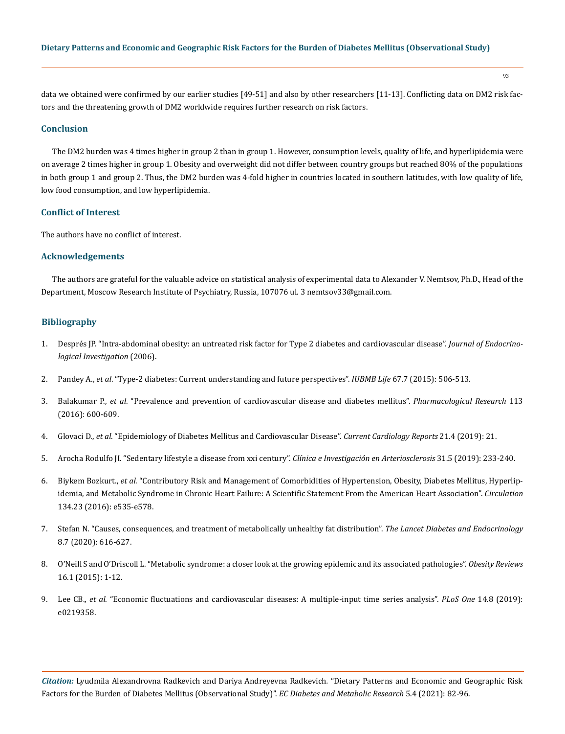data we obtained were confirmed by our earlier studies [49-51] and also by other researchers [11-13]. Conflicting data on DM2 risk factors and the threatening growth of DM2 worldwide requires further research on risk factors.

## Conclusion

The DM2 burden was 4 times higher in group 2 than in group 1. However, consumption levels, quality of life, and hyperlipidemia were on average 2 times higher in group 1. Obesity and overweight did not differ between country groups but reached 80% of the populations in both group 1 and group 2. Thus, the DM2 burden was 4-fold higher in countries located in southern latitudes, with low quality of life, low food consumption, and low hyperlipidemia.

## Conflict of Interest

The authors have no conflict of interest.

## Acknowledgements

The authors are grateful for the valuable advice on statistical analysis of experimental data to Alexander V. Nemtsov, Ph.D., Head of the Department, Moscow Research Institute of Psychiatry, Russia, 107076 ul. 3 nemtsov33@gmail.com.

## Bibliography

1. Després JP. "Intra-abdominal obesity: an untreated risk factor for Type 2 diabetes and cardiovascular disease". *Journal of Endocrinological Investigation* (2006).
2. Pandey A., *et al*. "Type-2 diabetes: Current understanding and future perspectives". *IUBMB Life* 67.7 (2015): 506-513.
3. Balakumar P., *et al*. "Prevalence and prevention of cardiovascular disease and diabetes mellitus". *Pharmacological Research* 113 (2016): 600-609.
4. Glovaci D., *et al*. "Epidemiology of Diabetes Mellitus and Cardiovascular Disease". *Current Cardiology Reports* 21.4 (2019): 21.
5. Arocha Rodulfo JI. "Sedentary lifestyle a disease from xxi century". *Clínica e Investigación en Arteriosclerosis* 31.5 (2019): 233-240.
6. Biykem Bozkurt., *et al*. "Contributory Risk and Management of Comorbidities of Hypertension, Obesity, Diabetes Mellitus, Hyperlipidemia, and Metabolic Syndrome in Chronic Heart Failure: A Scientific Statement From the American Heart Association". *Circulation* 134.23 (2016): e535-e578.
7. Stefan N. "Causes, consequences, and treatment of metabolically unhealthy fat distribution". *The Lancet Diabetes and Endocrinology* 8.7 (2020): 616-627.
8. O'Neill S and O'Driscoll L. "Metabolic syndrome: a closer look at the growing epidemic and its associated pathologies". *Obesity Reviews* 16.1 (2015): 1-12.
9. Lee CB., *et al*. "Economic fluctuations and cardiovascular diseases: A multiple-input time series analysis". *PLoS One* 14.8 (2019): e0219358.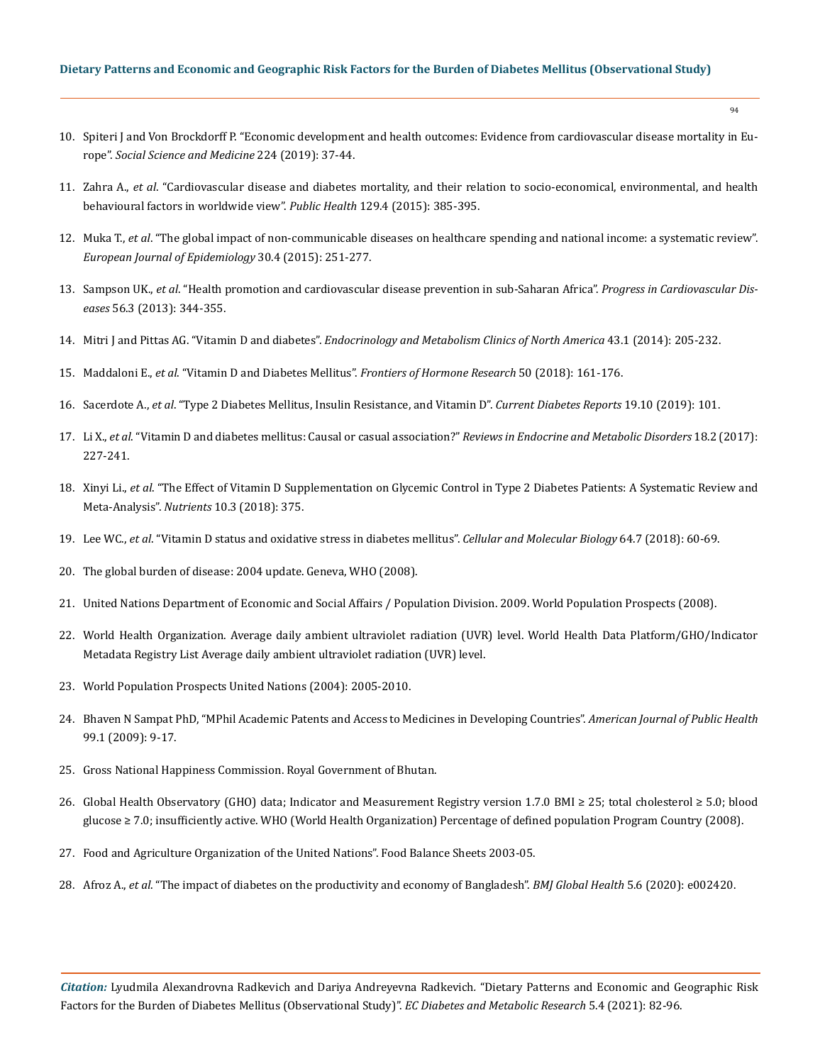10. Spiteri J and Von Brockdorff P. “Economic development and health outcomes: Evidence from cardiovascular disease mortality in Europe”. *Social Science and Medicine* 224 (2019): 37-44.

11. Zahra A., *et al*. “Cardiovascular disease and diabetes mortality, and their relation to socio-economical, environmental, and health behavioural factors in worldwide view”. *Public Health* 129.4 (2015): 385-395.

12. Muka T., *et al*. “The global impact of non-communicable diseases on healthcare spending and national income: a systematic review”. *European Journal of Epidemiology* 30.4 (2015): 251-277.

13. Sampson UK., *et al*. “Health promotion and cardiovascular disease prevention in sub-Saharan Africa”. *Progress in Cardiovascular Diseases* 56.3 (2013): 344-355.

14. Mitri J and Pittas AG. “Vitamin D and diabetes”. *Endocrinology and Metabolism Clinics of North America* 43.1 (2014): 205-232.

15. Maddaloni E., *et al*. “Vitamin D and Diabetes Mellitus”. *Frontiers of Hormone Research* 50 (2018): 161-176.

16. Sacerdote A., *et al*. “Type 2 Diabetes Mellitus, Insulin Resistance, and Vitamin D”. *Current Diabetes Reports* 19.10 (2019): 101.

17. Li X., *et al*. “Vitamin D and diabetes mellitus: Causal or casual association?” *Reviews in Endocrine and Metabolic Disorders* 18.2 (2017): 227-241.

18. Xinyi Li., *et al*. “The Effect of Vitamin D Supplementation on Glycemic Control in Type 2 Diabetes Patients: A Systematic Review and Meta-Analysis”. *Nutrients* 10.3 (2018): 375.

19. Lee WC., *et al*. “Vitamin D status and oxidative stress in diabetes mellitus”. *Cellular and Molecular Biology* 64.7 (2018): 60-69.

20. The global burden of disease: 2004 update. Geneva, WHO (2008).

21. United Nations Department of Economic and Social Affairs / Population Division. 2009. World Population Prospects (2008).

22. World Health Organization. Average daily ambient ultraviolet radiation (UVR) level. World Health Data Platform/GHO/Indicator Metadata Registry List Average daily ambient ultraviolet radiation (UVR) level.

23. World Population Prospects United Nations (2004): 2005-2010.

24. Bhaven N Sampat PhD, “MPhil Academic Patents and Access to Medicines in Developing Countries”. *American Journal of Public Health* 99.1 (2009): 9-17.

25. Gross National Happiness Commission. Royal Government of Bhutan.

26. Global Health Observatory (GHO) data; Indicator and Measurement Registry version 1.7.0 BMI ≥ 25; total cholesterol ≥ 5.0; blood glucose ≥ 7.0; insufficiently active. WHO (World Health Organization) Percentage of defined population Program Country (2008).

27. Food and Agriculture Organization of the United Nations”. Food Balance Sheets 2003-05.

28. Afroz A., *et al*. “The impact of diabetes on the productivity and economy of Bangladesh”. *BMJ Global Health* 5.6 (2020): e002420.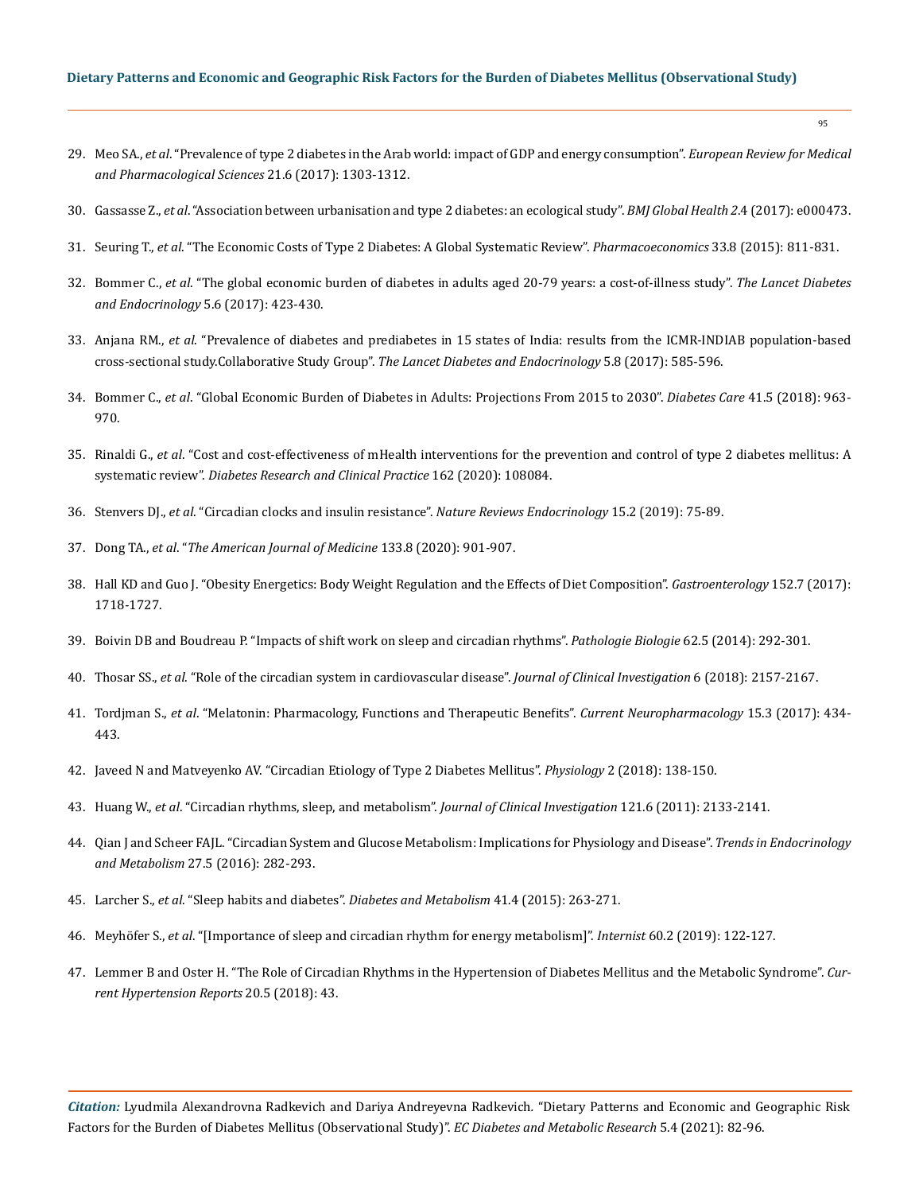29. Meo SA., *et al*. "Prevalence of type 2 diabetes in the Arab world: impact of GDP and energy consumption". *European Review for Medical and Pharmacological Sciences* 21.6 (2017): 1303-1312.

30. Gassasse Z., *et al*. "Association between urbanisation and type 2 diabetes: an ecological study". *BMJ Global Health 2*.4 (2017): e000473.

31. Seuring T., *et al*. "The Economic Costs of Type 2 Diabetes: A Global Systematic Review". *Pharmacoeconomics* 33.8 (2015): 811-831.

32. Bommer C., *et al*. "The global economic burden of diabetes in adults aged 20-79 years: a cost-of-illness study". *The Lancet Diabetes and Endocrinology* 5.6 (2017): 423-430.

33. Anjana RM., *et al*. "Prevalence of diabetes and prediabetes in 15 states of India: results from the ICMR-INDIAB population-based cross-sectional study.Collaborative Study Group". *The Lancet Diabetes and Endocrinology* 5.8 (2017): 585-596.

34. Bommer C., *et al*. "Global Economic Burden of Diabetes in Adults: Projections From 2015 to 2030". *Diabetes Care* 41.5 (2018): 963-970.

35. Rinaldi G., *et al*. "Cost and cost-effectiveness of mHealth interventions for the prevention and control of type 2 diabetes mellitus: A systematic review". *Diabetes Research and Clinical Practice* 162 (2020): 108084.

36. Stenvers DJ., *et al*. "Circadian clocks and insulin resistance". *Nature Reviews Endocrinology* 15.2 (2019): 75-89.

37. Dong TA., *et al*. "*The American Journal of Medicine* 133.8 (2020): 901-907.

38. Hall KD and Guo J. "Obesity Energetics: Body Weight Regulation and the Effects of Diet Composition". *Gastroenterology* 152.7 (2017): 1718-1727.

39. Boivin DB and Boudreau P. "Impacts of shift work on sleep and circadian rhythms". *Pathologie Biologie* 62.5 (2014): 292-301.

40. Thosar SS., *et al*. "Role of the circadian system in cardiovascular disease". *Journal of Clinical Investigation* 6 (2018): 2157-2167.

41. Tordjman S., *et al*. "Melatonin: Pharmacology, Functions and Therapeutic Benefits". *Current Neuropharmacology* 15.3 (2017): 434-443.

42. Javeed N and Matveyenko AV. "Circadian Etiology of Type 2 Diabetes Mellitus". *Physiology* 2 (2018): 138-150.

43. Huang W., *et al*. "Circadian rhythms, sleep, and metabolism". *Journal of Clinical Investigation* 121.6 (2011): 2133-2141.

44. Qian J and Scheer FAJL. "Circadian System and Glucose Metabolism: Implications for Physiology and Disease". *Trends in Endocrinology and Metabolism* 27.5 (2016): 282-293.

45. Larcher S., *et al*. "Sleep habits and diabetes". *Diabetes and Metabolism* 41.4 (2015): 263-271.

46. Meyhöfer S., *et al*. "[Importance of sleep and circadian rhythm for energy metabolism]". *Internist* 60.2 (2019): 122-127.

47. Lemmer B and Oster H. "The Role of Circadian Rhythms in the Hypertension of Diabetes Mellitus and the Metabolic Syndrome". *Current Hypertension Reports* 20.5 (2018): 43.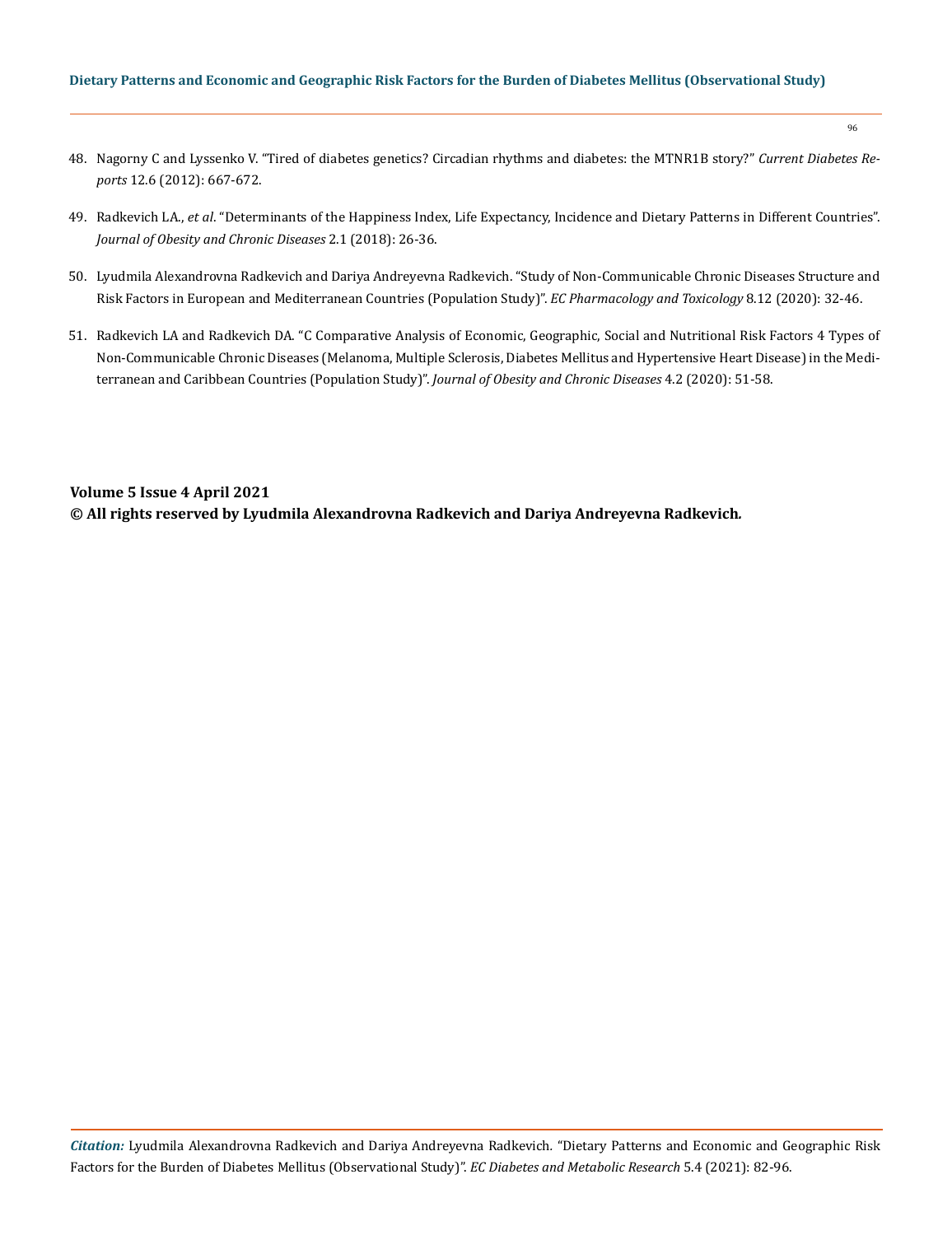48. Nagorny C and Lyssenko V. "Tired of diabetes genetics? Circadian rhythms and diabetes: the MTNR1B story?" *Current Diabetes Reports* 12.6 (2012): 667-672.

49. Radkevich LA., *et al*. "Determinants of the Happiness Index, Life Expectancy, Incidence and Dietary Patterns in Different Countries". *Journal of Obesity and Chronic Diseases* 2.1 (2018): 26-36.

50. Lyudmila Alexandrovna Radkevich and Dariya Andreyevna Radkevich. "Study of Non-Communicable Chronic Diseases Structure and Risk Factors in European and Mediterranean Countries (Population Study)". *EC Pharmacology and Toxicology* 8.12 (2020): 32-46.

51. Radkevich LA and Radkevich DA. "C Comparative Analysis of Economic, Geographic, Social and Nutritional Risk Factors 4 Types of Non-Communicable Chronic Diseases (Melanoma, Multiple Sclerosis, Diabetes Mellitus and Hypertensive Heart Disease) in the Mediterranean and Caribbean Countries (Population Study)". *Journal of Obesity and Chronic Diseases* 4.2 (2020): 51-58.

**Volume 5 Issue 4 April 2021**
**© All rights reserved by Lyudmila Alexandrovna Radkevich and Dariya Andreyevna Radkevich.**